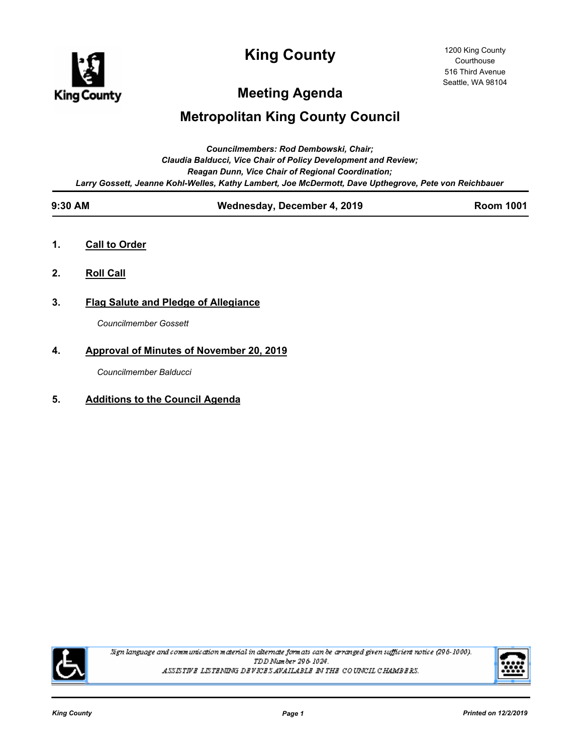# King County

1200 King County Courthouse
516 Third Avenue
Seattle, WA 98104

## Meeting Agenda

## Metropolitan King County Council

*Councilmembers: Rod Dembowski, Chair;*
*Claudia Balducci, Vice Chair of Policy Development and Review;*
*Reagan Dunn, Vice Chair of Regional Coordination;*
*Larry Gossett, Jeanne Kohl-Welles, Kathy Lambert, Joe McDermott, Dave Upthegrove, Pete von Reichbauer*

**9:30 AM** | **Wednesday, December 4, 2019** | **Room 1001**

1. **Call to Order**

2. **Roll Call**

3. **Flag Salute and Pledge of Allegiance**

   *Councilmember Gossett*

4. **Approval of Minutes of November 20, 2019**

   *Councilmember Balducci*

5. **Additions to the Council Agenda**

*Sign language and communication material in alternate formats can be arranged given sufficient notice (296-1000).*
*TDD Number 296-1024.*
*ASSISTIVE LISTENING DEVICES AVAILABLE IN THE COUNCIL CHAMBERS.*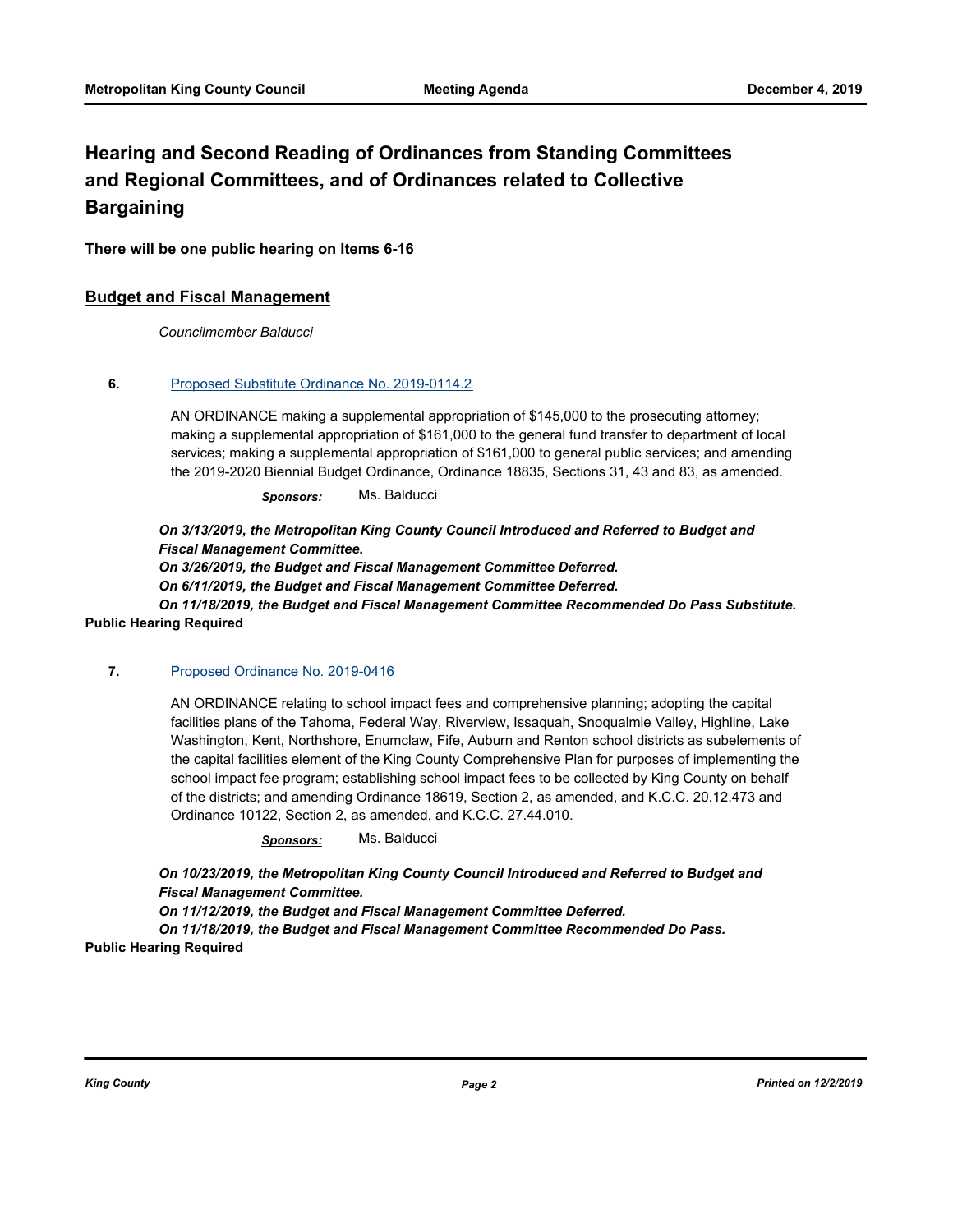## Hearing and Second Reading of Ordinances from Standing Committees and Regional Committees, and of Ordinances related to Collective Bargaining

**There will be one public hearing on Items 6-16**

### Budget and Fiscal Management

*Councilmember Balducci*

**6.** [Proposed Substitute Ordinance No. 2019-0114.2]

AN ORDINANCE making a supplemental appropriation of $145,000 to the prosecuting attorney; making a supplemental appropriation of $161,000 to the general fund transfer to department of local services; making a supplemental appropriation of $161,000 to general public services; and amending the 2019-2020 Biennial Budget Ordinance, Ordinance 18835, Sections 31, 43 and 83, as amended.

***Sponsors:*** Ms. Balducci

***On 3/13/2019, the Metropolitan King County Council Introduced and Referred to Budget and Fiscal Management Committee.***
***On 3/26/2019, the Budget and Fiscal Management Committee Deferred.***
***On 6/11/2019, the Budget and Fiscal Management Committee Deferred.***
***On 11/18/2019, the Budget and Fiscal Management Committee Recommended Do Pass Substitute.***

**Public Hearing Required**

**7.** [Proposed Ordinance No. 2019-0416]

AN ORDINANCE relating to school impact fees and comprehensive planning; adopting the capital facilities plans of the Tahoma, Federal Way, Riverview, Issaquah, Snoqualmie Valley, Highline, Lake Washington, Kent, Northshore, Enumclaw, Fife, Auburn and Renton school districts as subelements of the capital facilities element of the King County Comprehensive Plan for purposes of implementing the school impact fee program; establishing school impact fees to be collected by King County on behalf of the districts; and amending Ordinance 18619, Section 2, as amended, and K.C.C. 20.12.473 and Ordinance 10122, Section 2, as amended, and K.C.C. 27.44.010.

***Sponsors:*** Ms. Balducci

***On 10/23/2019, the Metropolitan King County Council Introduced and Referred to Budget and Fiscal Management Committee.***
***On 11/12/2019, the Budget and Fiscal Management Committee Deferred.***
***On 11/18/2019, the Budget and Fiscal Management Committee Recommended Do Pass.***

**Public Hearing Required**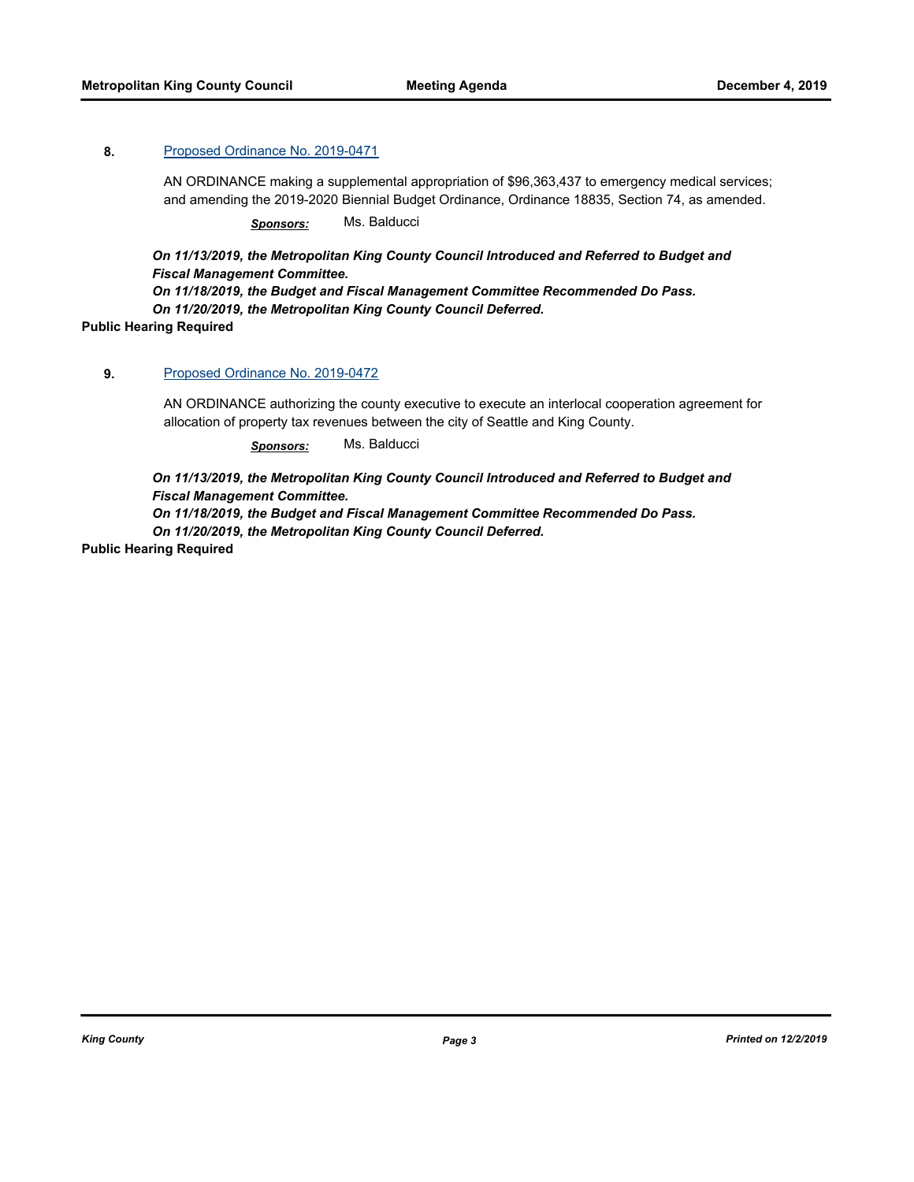**8.** [Proposed Ordinance No. 2019-0471]

AN ORDINANCE making a supplemental appropriation of $96,363,437 to emergency medical services; and amending the 2019-2020 Biennial Budget Ordinance, Ordinance 18835, Section 74, as amended.

***Sponsors:*** Ms. Balducci

***On 11/13/2019, the Metropolitan King County Council Introduced and Referred to Budget and Fiscal Management Committee.***
***On 11/18/2019, the Budget and Fiscal Management Committee Recommended Do Pass.***
***On 11/20/2019, the Metropolitan King County Council Deferred.***

**Public Hearing Required**

**9.** [Proposed Ordinance No. 2019-0472]

AN ORDINANCE authorizing the county executive to execute an interlocal cooperation agreement for allocation of property tax revenues between the city of Seattle and King County.

***Sponsors:*** Ms. Balducci

***On 11/13/2019, the Metropolitan King County Council Introduced and Referred to Budget and Fiscal Management Committee.***
***On 11/18/2019, the Budget and Fiscal Management Committee Recommended Do Pass.***
***On 11/20/2019, the Metropolitan King County Council Deferred.***

**Public Hearing Required**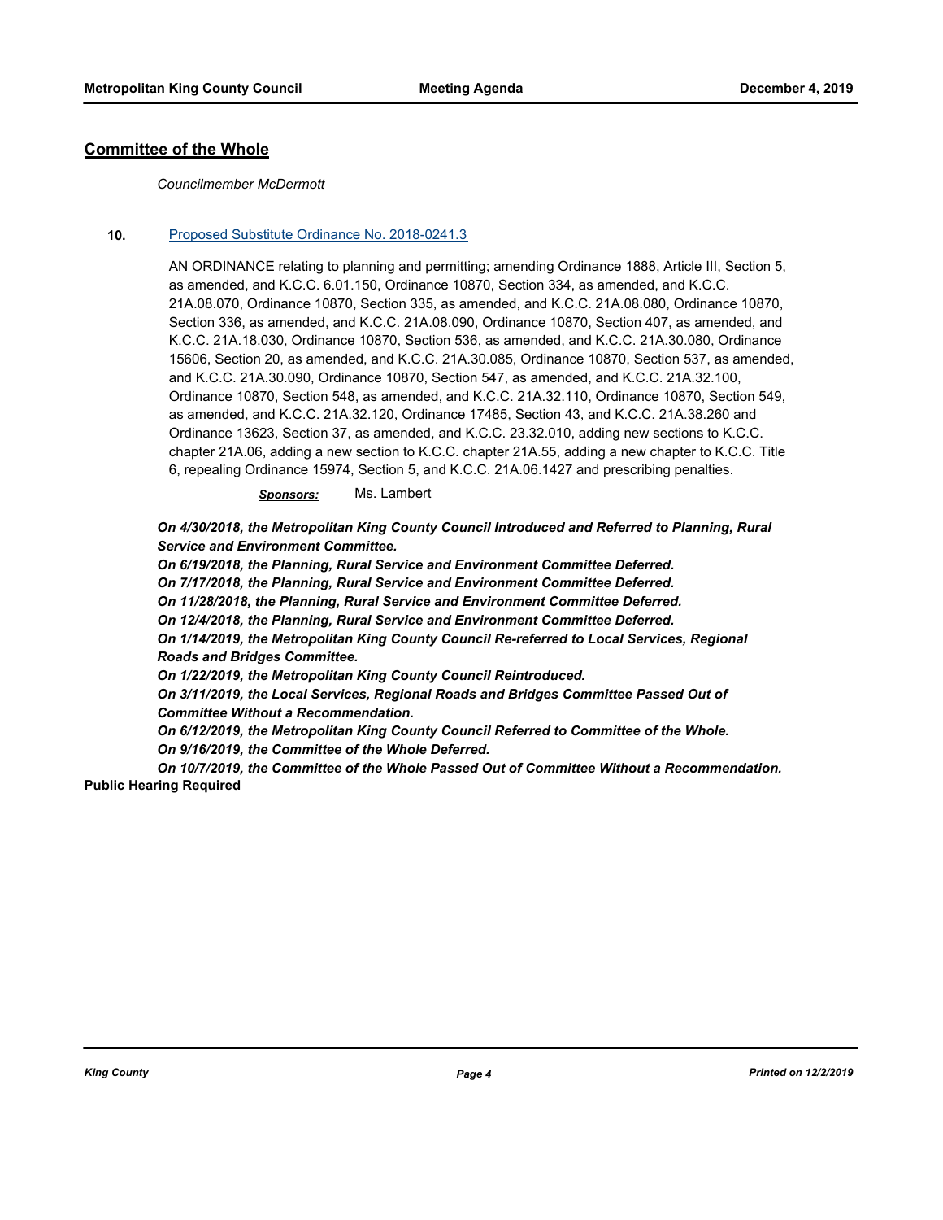## Committee of the Whole

*Councilmember McDermott*

**10.** [Proposed Substitute Ordinance No. 2018-0241.3]

AN ORDINANCE relating to planning and permitting; amending Ordinance 1888, Article III, Section 5, as amended, and K.C.C. 6.01.150, Ordinance 10870, Section 334, as amended, and K.C.C. 21A.08.070, Ordinance 10870, Section 335, as amended, and K.C.C. 21A.08.080, Ordinance 10870, Section 336, as amended, and K.C.C. 21A.08.090, Ordinance 10870, Section 407, as amended, and K.C.C. 21A.18.030, Ordinance 10870, Section 536, as amended, and K.C.C. 21A.30.080, Ordinance 15606, Section 20, as amended, and K.C.C. 21A.30.085, Ordinance 10870, Section 537, as amended, and K.C.C. 21A.30.090, Ordinance 10870, Section 547, as amended, and K.C.C. 21A.32.100, Ordinance 10870, Section 548, as amended, and K.C.C. 21A.32.110, Ordinance 10870, Section 549, as amended, and K.C.C. 21A.32.120, Ordinance 17485, Section 43, and K.C.C. 21A.38.260 and Ordinance 13623, Section 37, as amended, and K.C.C. 23.32.010, adding new sections to K.C.C. chapter 21A.06, adding a new section to K.C.C. chapter 21A.55, adding a new chapter to K.C.C. Title 6, repealing Ordinance 15974, Section 5, and K.C.C. 21A.06.1427 and prescribing penalties.

***Sponsors:*** Ms. Lambert

***On 4/30/2018, the Metropolitan King County Council Introduced and Referred to Planning, Rural Service and Environment Committee.***
***On 6/19/2018, the Planning, Rural Service and Environment Committee Deferred.***
***On 7/17/2018, the Planning, Rural Service and Environment Committee Deferred.***
***On 11/28/2018, the Planning, Rural Service and Environment Committee Deferred.***
***On 12/4/2018, the Planning, Rural Service and Environment Committee Deferred.***
***On 1/14/2019, the Metropolitan King County Council Re-referred to Local Services, Regional Roads and Bridges Committee.***
***On 1/22/2019, the Metropolitan King County Council Reintroduced.***
***On 3/11/2019, the Local Services, Regional Roads and Bridges Committee Passed Out of Committee Without a Recommendation.***
***On 6/12/2019, the Metropolitan King County Council Referred to Committee of the Whole.***
***On 9/16/2019, the Committee of the Whole Deferred.***
***On 10/7/2019, the Committee of the Whole Passed Out of Committee Without a Recommendation.***

**Public Hearing Required**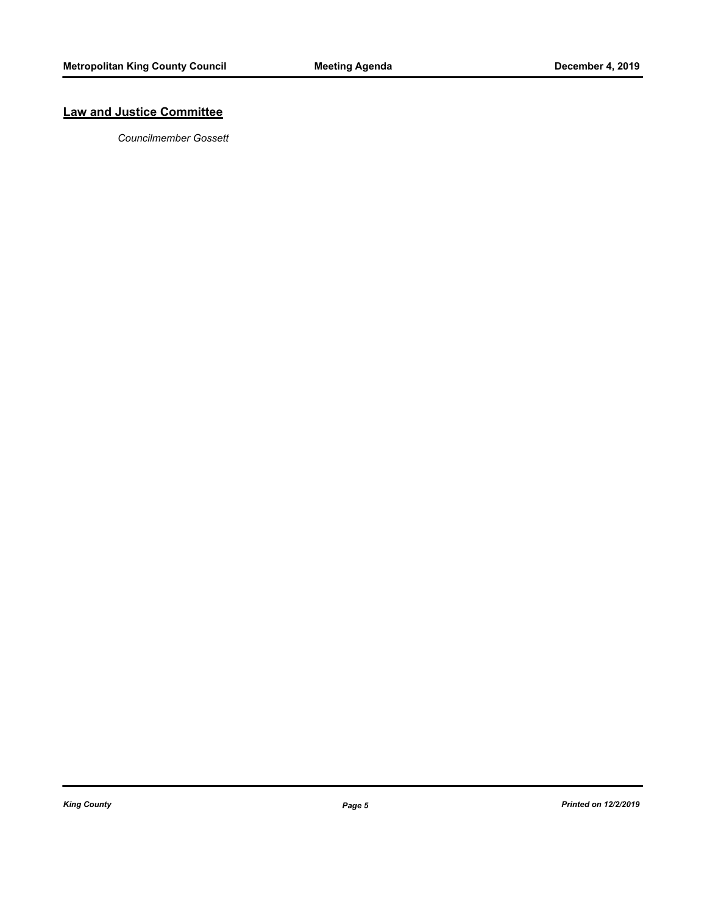## Law and Justice Committee

*Councilmember Gossett*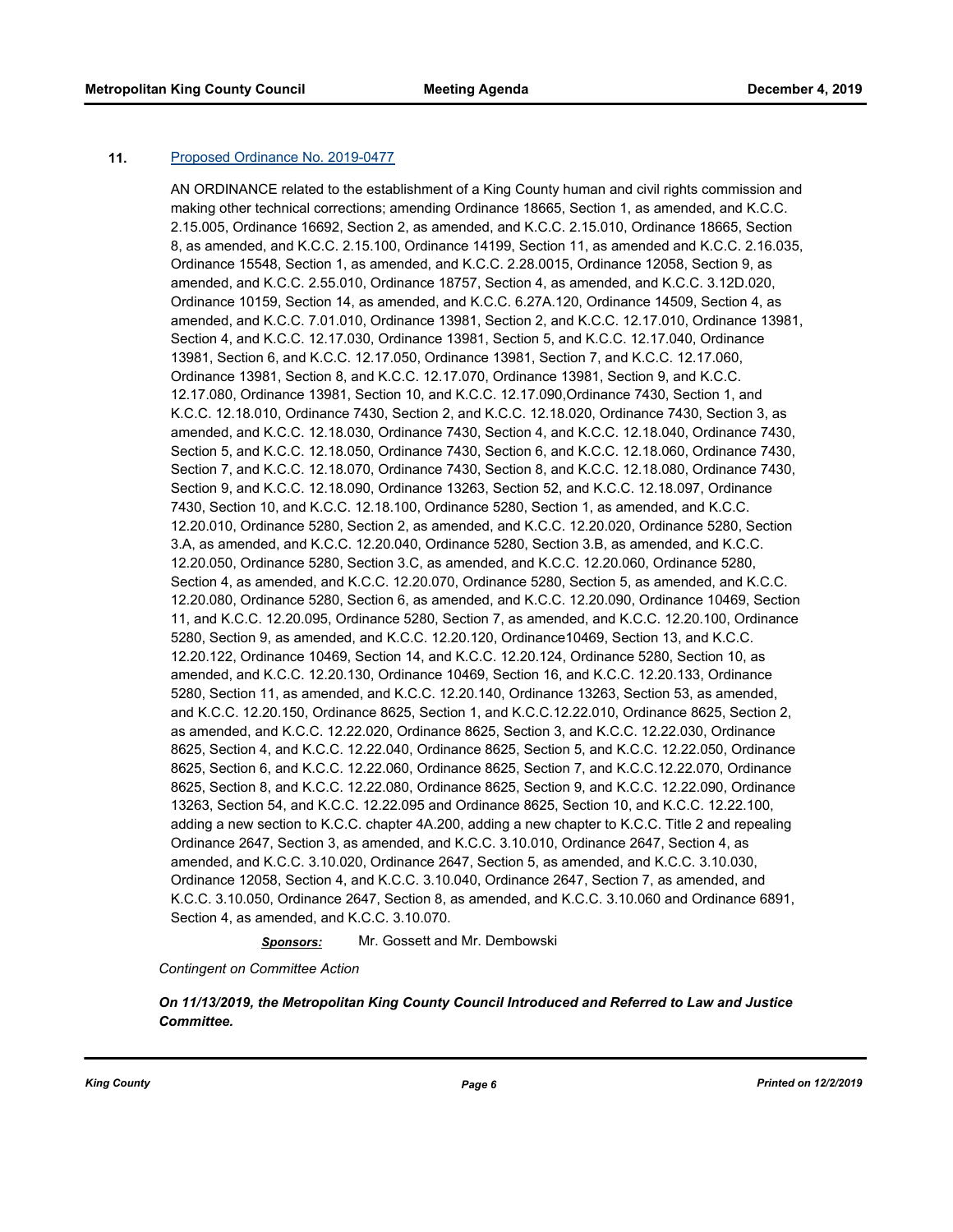**11.** Proposed Ordinance No. 2019-0477

AN ORDINANCE related to the establishment of a King County human and civil rights commission and making other technical corrections; amending Ordinance 18665, Section 1, as amended, and K.C.C. 2.15.005, Ordinance 16692, Section 2, as amended, and K.C.C. 2.15.010, Ordinance 18665, Section 8, as amended, and K.C.C. 2.15.100, Ordinance 14199, Section 11, as amended and K.C.C. 2.16.035, Ordinance 15548, Section 1, as amended, and K.C.C. 2.28.0015, Ordinance 12058, Section 9, as amended, and K.C.C. 2.55.010, Ordinance 18757, Section 4, as amended, and K.C.C. 3.12D.020, Ordinance 10159, Section 14, as amended, and K.C.C. 6.27A.120, Ordinance 14509, Section 4, as amended, and K.C.C. 7.01.010, Ordinance 13981, Section 2, and K.C.C. 12.17.010, Ordinance 13981, Section 4, and K.C.C. 12.17.030, Ordinance 13981, Section 5, and K.C.C. 12.17.040, Ordinance 13981, Section 6, and K.C.C. 12.17.050, Ordinance 13981, Section 7, and K.C.C. 12.17.060, Ordinance 13981, Section 8, and K.C.C. 12.17.070, Ordinance 13981, Section 9, and K.C.C. 12.17.080, Ordinance 13981, Section 10, and K.C.C. 12.17.090,Ordinance 7430, Section 1, and K.C.C. 12.18.010, Ordinance 7430, Section 2, and K.C.C. 12.18.020, Ordinance 7430, Section 3, as amended, and K.C.C. 12.18.030, Ordinance 7430, Section 4, and K.C.C. 12.18.040, Ordinance 7430, Section 5, and K.C.C. 12.18.050, Ordinance 7430, Section 6, and K.C.C. 12.18.060, Ordinance 7430, Section 7, and K.C.C. 12.18.070, Ordinance 7430, Section 8, and K.C.C. 12.18.080, Ordinance 7430, Section 9, and K.C.C. 12.18.090, Ordinance 13263, Section 52, and K.C.C. 12.18.097, Ordinance 7430, Section 10, and K.C.C. 12.18.100, Ordinance 5280, Section 1, as amended, and K.C.C. 12.20.010, Ordinance 5280, Section 2, as amended, and K.C.C. 12.20.020, Ordinance 5280, Section 3.A, as amended, and K.C.C. 12.20.040, Ordinance 5280, Section 3.B, as amended, and K.C.C. 12.20.050, Ordinance 5280, Section 3.C, as amended, and K.C.C. 12.20.060, Ordinance 5280, Section 4, as amended, and K.C.C. 12.20.070, Ordinance 5280, Section 5, as amended, and K.C.C. 12.20.080, Ordinance 5280, Section 6, as amended, and K.C.C. 12.20.090, Ordinance 10469, Section 11, and K.C.C. 12.20.095, Ordinance 5280, Section 7, as amended, and K.C.C. 12.20.100, Ordinance 5280, Section 9, as amended, and K.C.C. 12.20.120, Ordinance10469, Section 13, and K.C.C. 12.20.122, Ordinance 10469, Section 14, and K.C.C. 12.20.124, Ordinance 5280, Section 10, as amended, and K.C.C. 12.20.130, Ordinance 10469, Section 16, and K.C.C. 12.20.133, Ordinance 5280, Section 11, as amended, and K.C.C. 12.20.140, Ordinance 13263, Section 53, as amended, and K.C.C. 12.20.150, Ordinance 8625, Section 1, and K.C.C.12.22.010, Ordinance 8625, Section 2, as amended, and K.C.C. 12.22.020, Ordinance 8625, Section 3, and K.C.C. 12.22.030, Ordinance 8625, Section 4, and K.C.C. 12.22.040, Ordinance 8625, Section 5, and K.C.C. 12.22.050, Ordinance 8625, Section 6, and K.C.C. 12.22.060, Ordinance 8625, Section 7, and K.C.C.12.22.070, Ordinance 8625, Section 8, and K.C.C. 12.22.080, Ordinance 8625, Section 9, and K.C.C. 12.22.090, Ordinance 13263, Section 54, and K.C.C. 12.22.095 and Ordinance 8625, Section 10, and K.C.C. 12.22.100, adding a new section to K.C.C. chapter 4A.200, adding a new chapter to K.C.C. Title 2 and repealing Ordinance 2647, Section 3, as amended, and K.C.C. 3.10.010, Ordinance 2647, Section 4, as amended, and K.C.C. 3.10.020, Ordinance 2647, Section 5, as amended, and K.C.C. 3.10.030, Ordinance 12058, Section 4, and K.C.C. 3.10.040, Ordinance 2647, Section 7, as amended, and K.C.C. 3.10.050, Ordinance 2647, Section 8, as amended, and K.C.C. 3.10.060 and Ordinance 6891, Section 4, as amended, and K.C.C. 3.10.070.

***Sponsors:*** Mr. Gossett and Mr. Dembowski

*Contingent on Committee Action*

***On 11/13/2019, the Metropolitan King County Council Introduced and Referred to Law and Justice Committee.***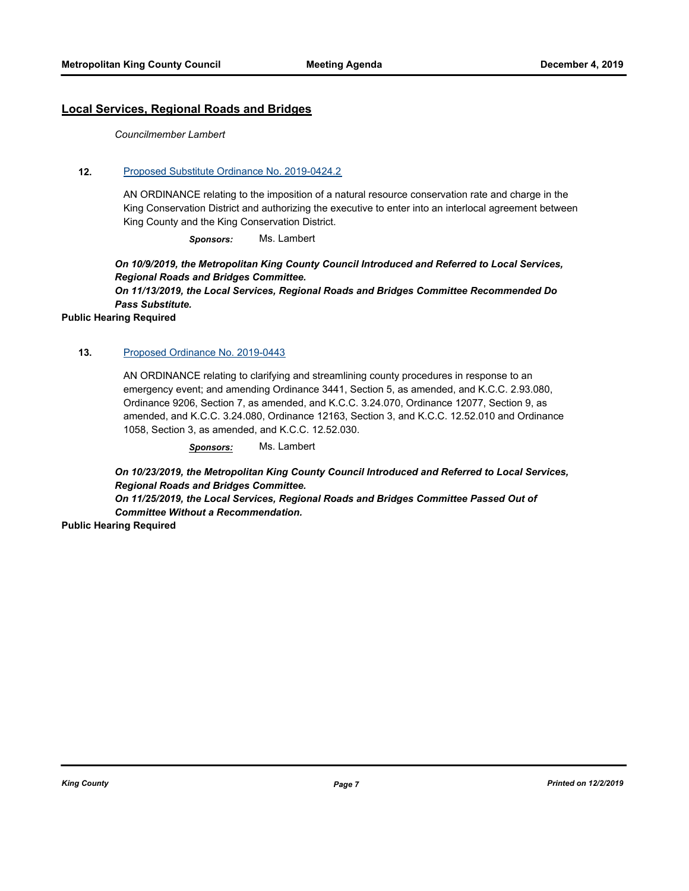## Local Services, Regional Roads and Bridges

*Councilmember Lambert*

**12.** Proposed Substitute Ordinance No. 2019-0424.2

AN ORDINANCE relating to the imposition of a natural resource conservation rate and charge in the King Conservation District and authorizing the executive to enter into an interlocal agreement between King County and the King Conservation District.

***Sponsors:*** Ms. Lambert

***On 10/9/2019, the Metropolitan King County Council Introduced and Referred to Local Services, Regional Roads and Bridges Committee.***
***On 11/13/2019, the Local Services, Regional Roads and Bridges Committee Recommended Do Pass Substitute.***

**Public Hearing Required**

**13.** Proposed Ordinance No. 2019-0443

AN ORDINANCE relating to clarifying and streamlining county procedures in response to an emergency event; and amending Ordinance 3441, Section 5, as amended, and K.C.C. 2.93.080, Ordinance 9206, Section 7, as amended, and K.C.C. 3.24.070, Ordinance 12077, Section 9, as amended, and K.C.C. 3.24.080, Ordinance 12163, Section 3, and K.C.C. 12.52.010 and Ordinance 1058, Section 3, as amended, and K.C.C. 12.52.030.

***Sponsors:*** Ms. Lambert

***On 10/23/2019, the Metropolitan King County Council Introduced and Referred to Local Services, Regional Roads and Bridges Committee.***
***On 11/25/2019, the Local Services, Regional Roads and Bridges Committee Passed Out of Committee Without a Recommendation.***

**Public Hearing Required**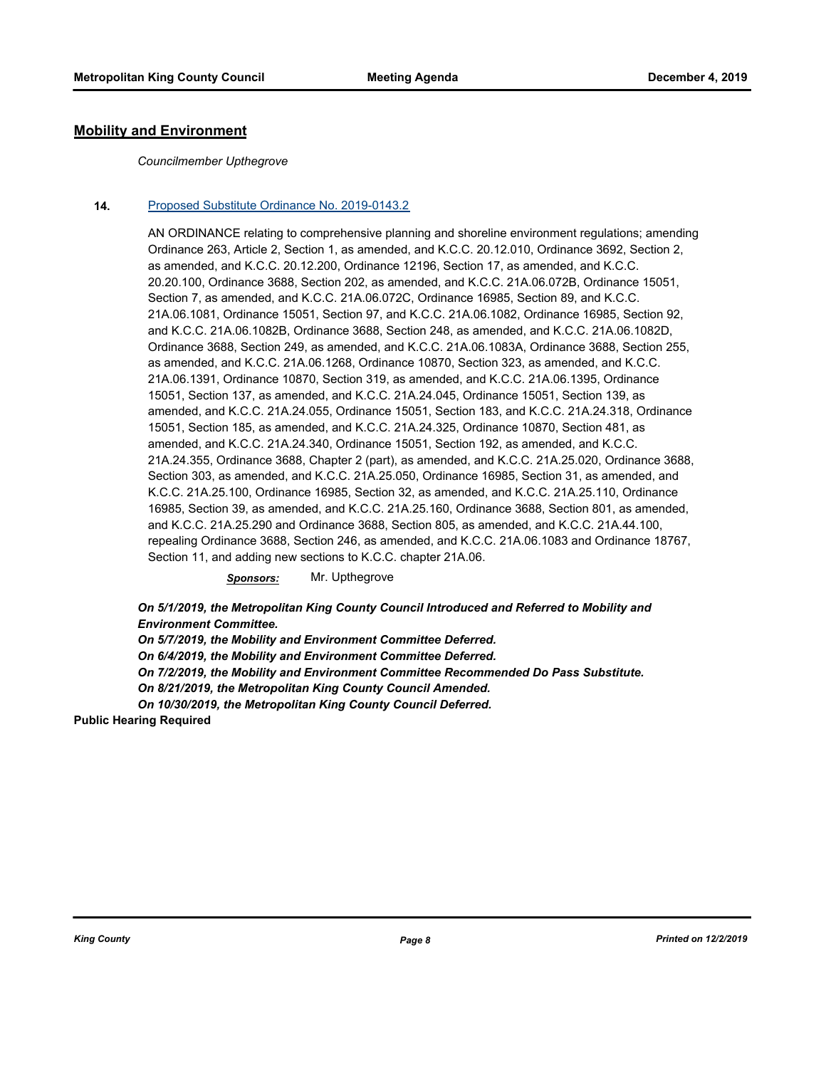## Mobility and Environment

*Councilmember Upthegrove*

**14.** [Proposed Substitute Ordinance No. 2019-0143.2]

AN ORDINANCE relating to comprehensive planning and shoreline environment regulations; amending Ordinance 263, Article 2, Section 1, as amended, and K.C.C. 20.12.010, Ordinance 3692, Section 2, as amended, and K.C.C. 20.12.200, Ordinance 12196, Section 17, as amended, and K.C.C. 20.20.100, Ordinance 3688, Section 202, as amended, and K.C.C. 21A.06.072B, Ordinance 15051, Section 7, as amended, and K.C.C. 21A.06.072C, Ordinance 16985, Section 89, and K.C.C. 21A.06.1081, Ordinance 15051, Section 97, and K.C.C. 21A.06.1082, Ordinance 16985, Section 92, and K.C.C. 21A.06.1082B, Ordinance 3688, Section 248, as amended, and K.C.C. 21A.06.1082D, Ordinance 3688, Section 249, as amended, and K.C.C. 21A.06.1083A, Ordinance 3688, Section 255, as amended, and K.C.C. 21A.06.1268, Ordinance 10870, Section 323, as amended, and K.C.C. 21A.06.1391, Ordinance 10870, Section 319, as amended, and K.C.C. 21A.06.1395, Ordinance 15051, Section 137, as amended, and K.C.C. 21A.24.045, Ordinance 15051, Section 139, as amended, and K.C.C. 21A.24.055, Ordinance 15051, Section 183, and K.C.C. 21A.24.318, Ordinance 15051, Section 185, as amended, and K.C.C. 21A.24.325, Ordinance 10870, Section 481, as amended, and K.C.C. 21A.24.340, Ordinance 15051, Section 192, as amended, and K.C.C. 21A.24.355, Ordinance 3688, Chapter 2 (part), as amended, and K.C.C. 21A.25.020, Ordinance 3688, Section 303, as amended, and K.C.C. 21A.25.050, Ordinance 16985, Section 31, as amended, and K.C.C. 21A.25.100, Ordinance 16985, Section 32, as amended, and K.C.C. 21A.25.110, Ordinance 16985, Section 39, as amended, and K.C.C. 21A.25.160, Ordinance 3688, Section 801, as amended, and K.C.C. 21A.25.290 and Ordinance 3688, Section 805, as amended, and K.C.C. 21A.44.100, repealing Ordinance 3688, Section 246, as amended, and K.C.C. 21A.06.1083 and Ordinance 18767, Section 11, and adding new sections to K.C.C. chapter 21A.06.

***Sponsors:*** Mr. Upthegrove

***On 5/1/2019, the Metropolitan King County Council Introduced and Referred to Mobility and Environment Committee.***
***On 5/7/2019, the Mobility and Environment Committee Deferred.***
***On 6/4/2019, the Mobility and Environment Committee Deferred.***
***On 7/2/2019, the Mobility and Environment Committee Recommended Do Pass Substitute.***
***On 8/21/2019, the Metropolitan King County Council Amended.***
***On 10/30/2019, the Metropolitan King County Council Deferred.***

**Public Hearing Required**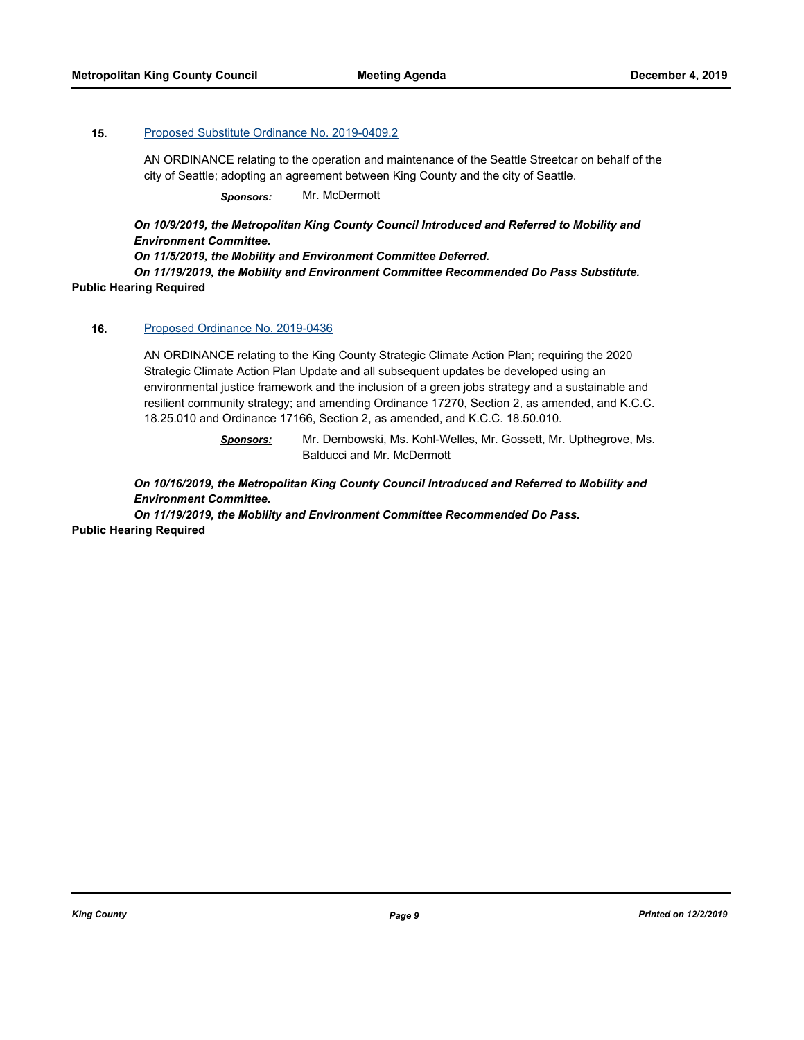**15.** [Proposed Substitute Ordinance No. 2019-0409.2]

AN ORDINANCE relating to the operation and maintenance of the Seattle Streetcar on behalf of the city of Seattle; adopting an agreement between King County and the city of Seattle.

***Sponsors:*** Mr. McDermott

***On 10/9/2019, the Metropolitan King County Council Introduced and Referred to Mobility and Environment Committee.***
***On 11/5/2019, the Mobility and Environment Committee Deferred.***
***On 11/19/2019, the Mobility and Environment Committee Recommended Do Pass Substitute.***

**Public Hearing Required**

**16.** [Proposed Ordinance No. 2019-0436]

AN ORDINANCE relating to the King County Strategic Climate Action Plan; requiring the 2020 Strategic Climate Action Plan Update and all subsequent updates be developed using an environmental justice framework and the inclusion of a green jobs strategy and a sustainable and resilient community strategy; and amending Ordinance 17270, Section 2, as amended, and K.C.C. 18.25.010 and Ordinance 17166, Section 2, as amended, and K.C.C. 18.50.010.

***Sponsors:*** Mr. Dembowski, Ms. Kohl-Welles, Mr. Gossett, Mr. Upthegrove, Ms. Balducci and Mr. McDermott

***On 10/16/2019, the Metropolitan King County Council Introduced and Referred to Mobility and Environment Committee.***
***On 11/19/2019, the Mobility and Environment Committee Recommended Do Pass.***

**Public Hearing Required**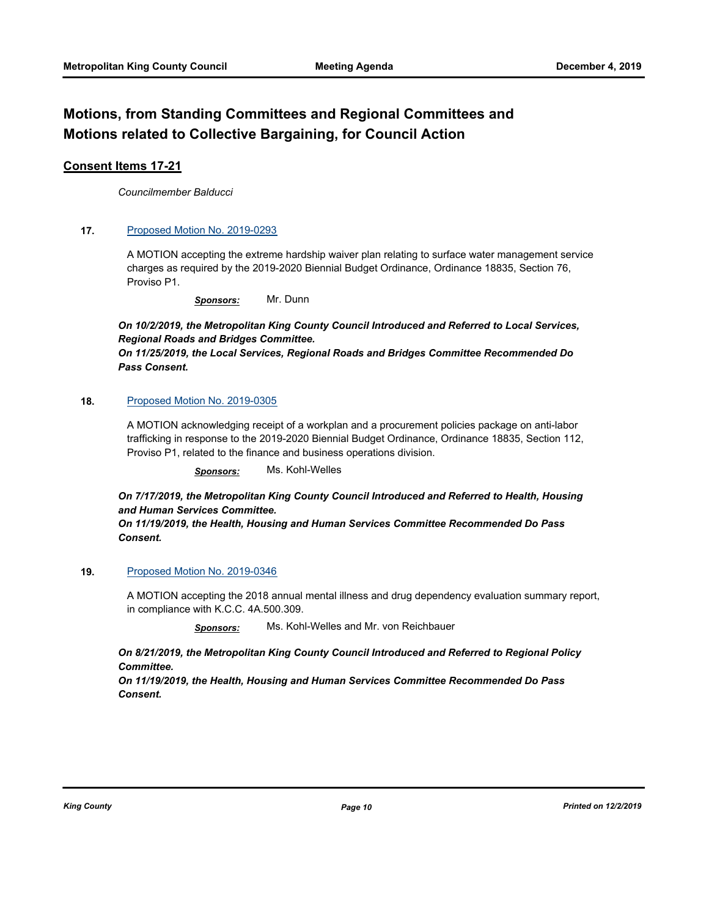# Motions, from Standing Committees and Regional Committees and Motions related to Collective Bargaining, for Council Action

## Consent Items 17-21

*Councilmember Balducci*

**17.** Proposed Motion No. 2019-0293

A MOTION accepting the extreme hardship waiver plan relating to surface water management service charges as required by the 2019-2020 Biennial Budget Ordinance, Ordinance 18835, Section 76, Proviso P1.

***Sponsors:*** Mr. Dunn

***On 10/2/2019, the Metropolitan King County Council Introduced and Referred to Local Services, Regional Roads and Bridges Committee.***
***On 11/25/2019, the Local Services, Regional Roads and Bridges Committee Recommended Do Pass Consent.***

**18.** Proposed Motion No. 2019-0305

A MOTION acknowledging receipt of a workplan and a procurement policies package on anti-labor trafficking in response to the 2019-2020 Biennial Budget Ordinance, Ordinance 18835, Section 112, Proviso P1, related to the finance and business operations division.

***Sponsors:*** Ms. Kohl-Welles

***On 7/17/2019, the Metropolitan King County Council Introduced and Referred to Health, Housing and Human Services Committee.***
***On 11/19/2019, the Health, Housing and Human Services Committee Recommended Do Pass Consent.***

**19.** Proposed Motion No. 2019-0346

A MOTION accepting the 2018 annual mental illness and drug dependency evaluation summary report, in compliance with K.C.C. 4A.500.309.

***Sponsors:*** Ms. Kohl-Welles and Mr. von Reichbauer

***On 8/21/2019, the Metropolitan King County Council Introduced and Referred to Regional Policy Committee.***
***On 11/19/2019, the Health, Housing and Human Services Committee Recommended Do Pass Consent.***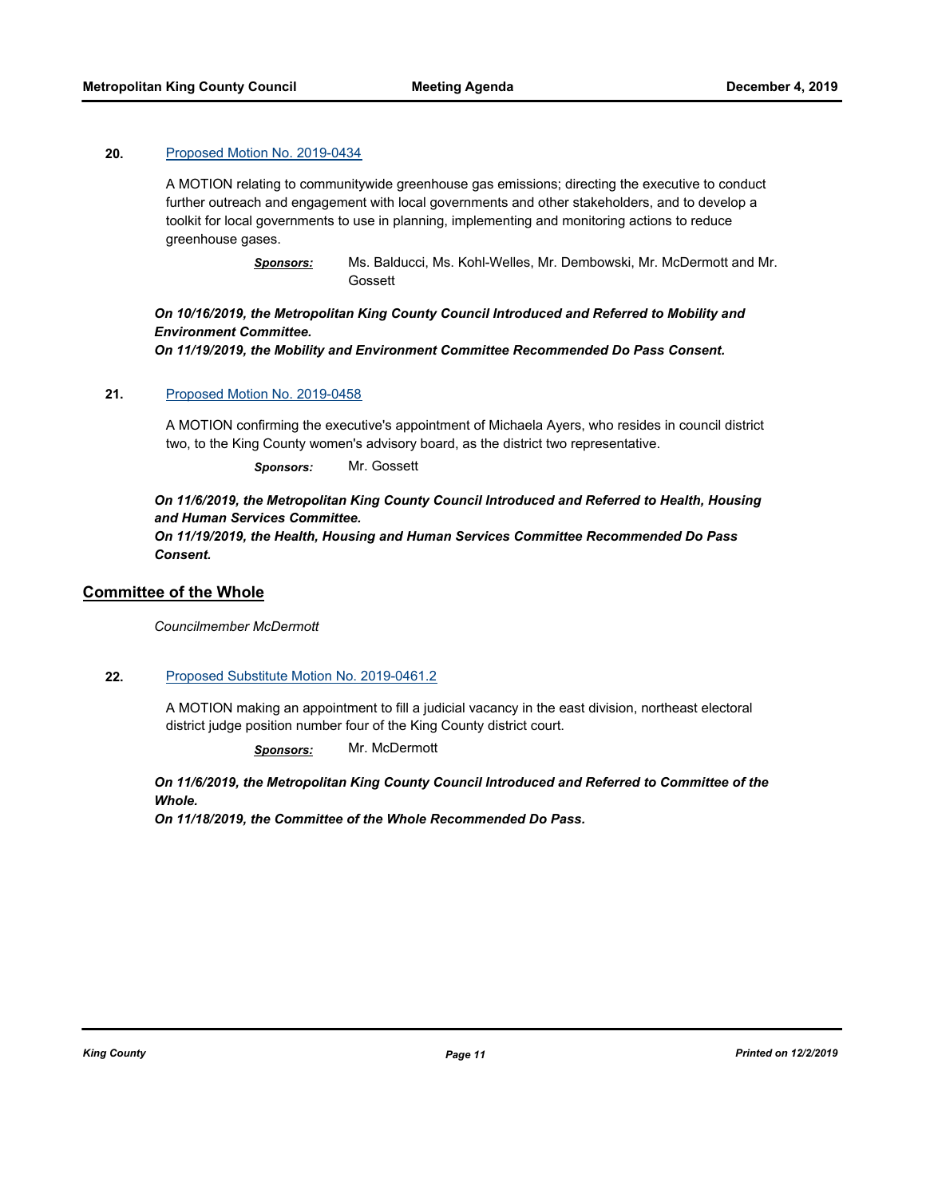**20.** Proposed Motion No. 2019-0434

A MOTION relating to communitywide greenhouse gas emissions; directing the executive to conduct further outreach and engagement with local governments and other stakeholders, and to develop a toolkit for local governments to use in planning, implementing and monitoring actions to reduce greenhouse gases.

***Sponsors:*** Ms. Balducci, Ms. Kohl-Welles, Mr. Dembowski, Mr. McDermott and Mr. Gossett

***On 10/16/2019, the Metropolitan King County Council Introduced and Referred to Mobility and Environment Committee.***
***On 11/19/2019, the Mobility and Environment Committee Recommended Do Pass Consent.***

**21.** Proposed Motion No. 2019-0458

A MOTION confirming the executive's appointment of Michaela Ayers, who resides in council district two, to the King County women's advisory board, as the district two representative.

***Sponsors:*** Mr. Gossett

***On 11/6/2019, the Metropolitan King County Council Introduced and Referred to Health, Housing and Human Services Committee.***
***On 11/19/2019, the Health, Housing and Human Services Committee Recommended Do Pass Consent.***

## Committee of the Whole

*Councilmember McDermott*

**22.** Proposed Substitute Motion No. 2019-0461.2

A MOTION making an appointment to fill a judicial vacancy in the east division, northeast electoral district judge position number four of the King County district court.

***Sponsors:*** Mr. McDermott

***On 11/6/2019, the Metropolitan King County Council Introduced and Referred to Committee of the Whole.***
***On 11/18/2019, the Committee of the Whole Recommended Do Pass.***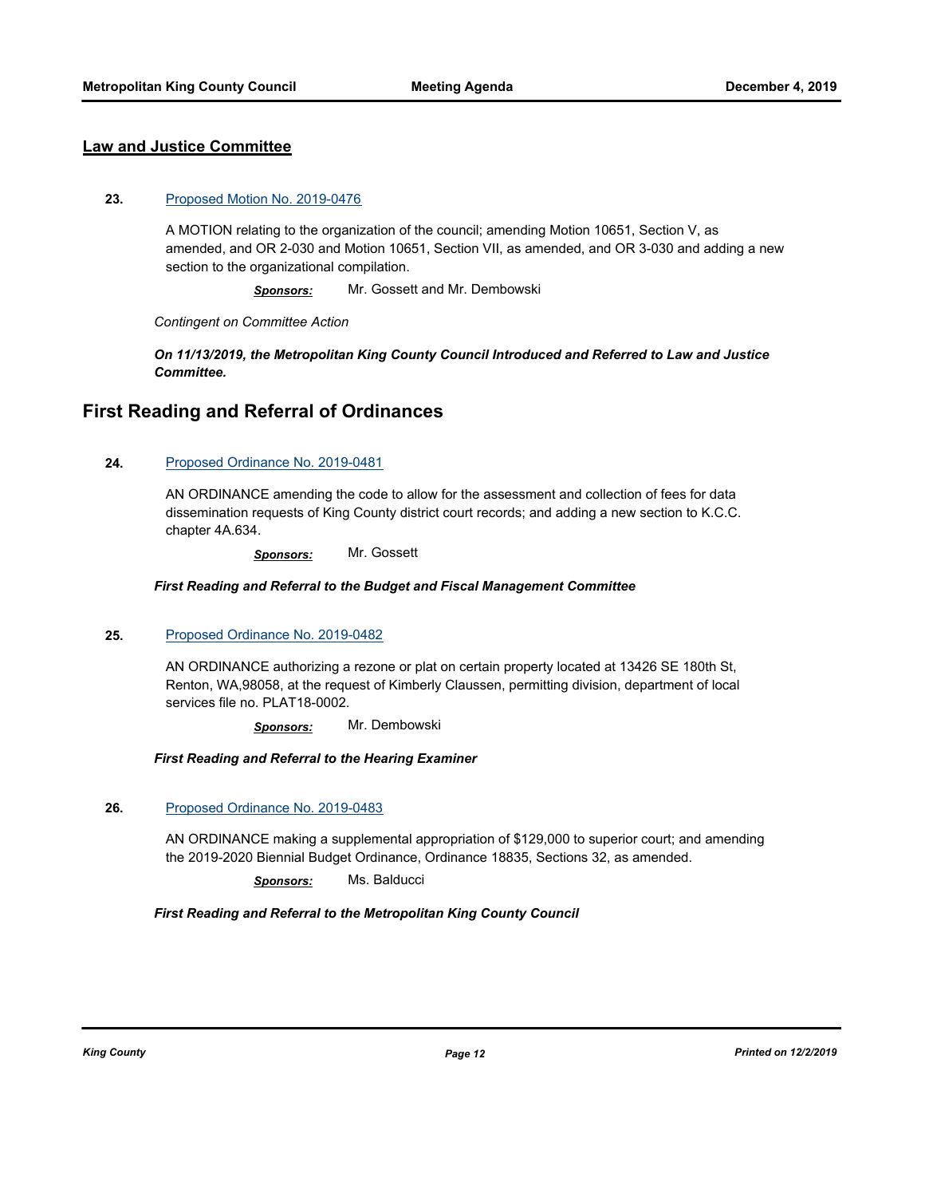## Law and Justice Committee

**23.** Proposed Motion No. 2019-0476

A MOTION relating to the organization of the council; amending Motion 10651, Section V, as amended, and OR 2-030 and Motion 10651, Section VII, as amended, and OR 3-030 and adding a new section to the organizational compilation.

***Sponsors:*** Mr. Gossett and Mr. Dembowski

*Contingent on Committee Action*

***On 11/13/2019, the Metropolitan King County Council Introduced and Referred to Law and Justice Committee.***

# First Reading and Referral of Ordinances

**24.** Proposed Ordinance No. 2019-0481

AN ORDINANCE amending the code to allow for the assessment and collection of fees for data dissemination requests of King County district court records; and adding a new section to K.C.C. chapter 4A.634.

***Sponsors:*** Mr. Gossett

***First Reading and Referral to the Budget and Fiscal Management Committee***

**25.** Proposed Ordinance No. 2019-0482

AN ORDINANCE authorizing a rezone or plat on certain property located at 13426 SE 180th St, Renton, WA,98058, at the request of Kimberly Claussen, permitting division, department of local services file no. PLAT18-0002.

***Sponsors:*** Mr. Dembowski

***First Reading and Referral to the Hearing Examiner***

**26.** Proposed Ordinance No. 2019-0483

AN ORDINANCE making a supplemental appropriation of $129,000 to superior court; and amending the 2019-2020 Biennial Budget Ordinance, Ordinance 18835, Sections 32, as amended.

***Sponsors:*** Ms. Balducci

***First Reading and Referral to the Metropolitan King County Council***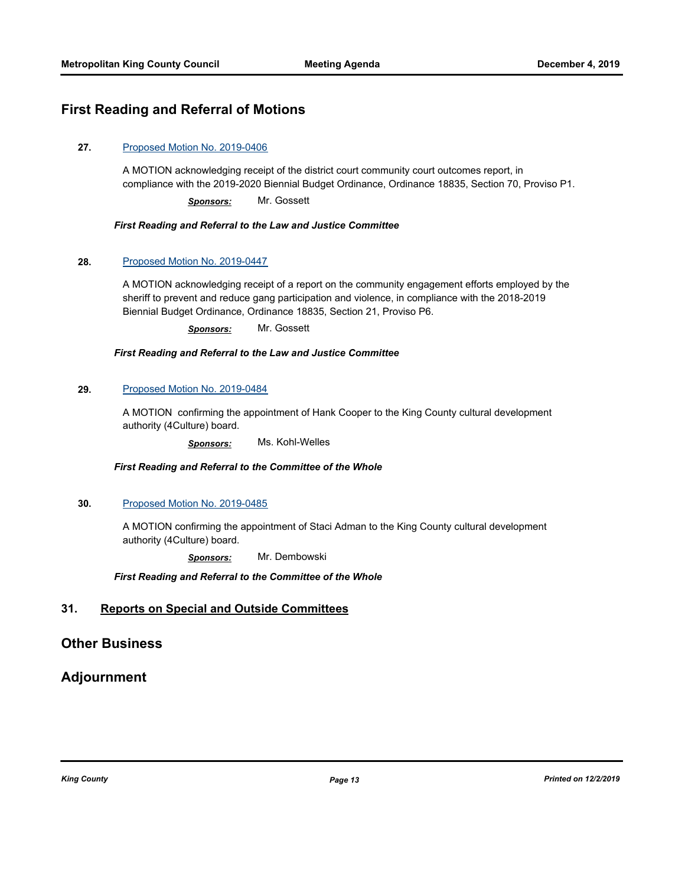## First Reading and Referral of Motions

**27.** Proposed Motion No. 2019-0406

A MOTION acknowledging receipt of the district court community court outcomes report, in compliance with the 2019-2020 Biennial Budget Ordinance, Ordinance 18835, Section 70, Proviso P1.

***Sponsors:*** Mr. Gossett

***First Reading and Referral to the Law and Justice Committee***

**28.** Proposed Motion No. 2019-0447

A MOTION acknowledging receipt of a report on the community engagement efforts employed by the sheriff to prevent and reduce gang participation and violence, in compliance with the 2018-2019 Biennial Budget Ordinance, Ordinance 18835, Section 21, Proviso P6.

***Sponsors:*** Mr. Gossett

***First Reading and Referral to the Law and Justice Committee***

**29.** Proposed Motion No. 2019-0484

A MOTION confirming the appointment of Hank Cooper to the King County cultural development authority (4Culture) board.

***Sponsors:*** Ms. Kohl-Welles

***First Reading and Referral to the Committee of the Whole***

**30.** Proposed Motion No. 2019-0485

A MOTION confirming the appointment of Staci Adman to the King County cultural development authority (4Culture) board.

***Sponsors:*** Mr. Dembowski

***First Reading and Referral to the Committee of the Whole***

### 31. Reports on Special and Outside Committees

## Other Business

## Adjournment